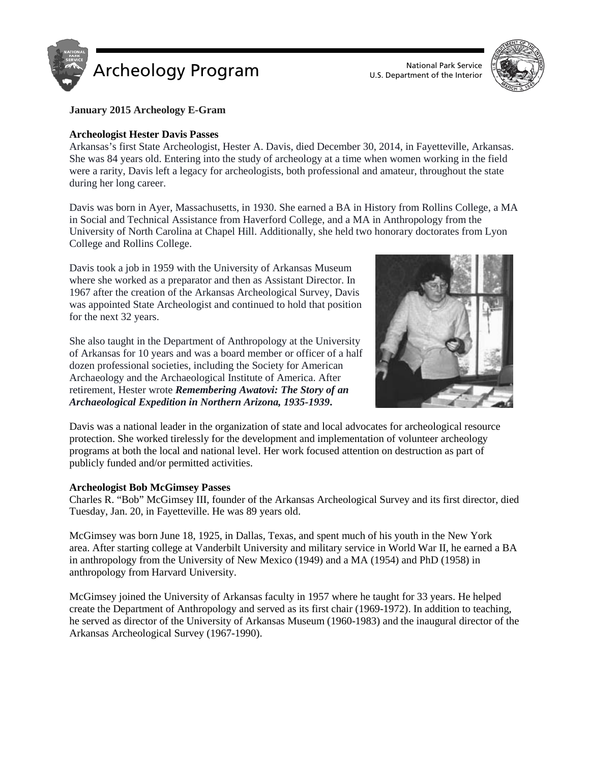# Archeology Program

National Park Service
U.S. Department of the Interior

**January 2015 Archeology E-Gram**

## Archeologist Hester Davis Passes

Arkansas's first State Archeologist, Hester A. Davis, died December 30, 2014, in Fayetteville, Arkansas. She was 84 years old. Entering into the study of archeology at a time when women working in the field were a rarity, Davis left a legacy for archeologists, both professional and amateur, throughout the state during her long career.

Davis was born in Ayer, Massachusetts, in 1930. She earned a BA in History from Rollins College, a MA in Social and Technical Assistance from Haverford College, and a MA in Anthropology from the University of North Carolina at Chapel Hill. Additionally, she held two honorary doctorates from Lyon College and Rollins College.

Davis took a job in 1959 with the University of Arkansas Museum where she worked as a preparator and then as Assistant Director. In 1967 after the creation of the Arkansas Archeological Survey, Davis was appointed State Archeologist and continued to hold that position for the next 32 years.

She also taught in the Department of Anthropology at the University of Arkansas for 10 years and was a board member or officer of a half dozen professional societies, including the Society for American Archaeology and the Archaeological Institute of America. After retirement, Hester wrote ***Remembering Awatovi: The Story of an Archaeological Expedition in Northern Arizona, 1935-1939***.

Davis was a national leader in the organization of state and local advocates for archeological resource protection. She worked tirelessly for the development and implementation of volunteer archeology programs at both the local and national level. Her work focused attention on destruction as part of publicly funded and/or permitted activities.

## Archeologist Bob McGimsey Passes

Charles R. "Bob" McGimsey III, founder of the Arkansas Archeological Survey and its first director, died Tuesday, Jan. 20, in Fayetteville. He was 89 years old.

McGimsey was born June 18, 1925, in Dallas, Texas, and spent much of his youth in the New York area. After starting college at Vanderbilt University and military service in World War II, he earned a BA in anthropology from the University of New Mexico (1949) and a MA (1954) and PhD (1958) in anthropology from Harvard University.

McGimsey joined the University of Arkansas faculty in 1957 where he taught for 33 years. He helped create the Department of Anthropology and served as its first chair (1969-1972). In addition to teaching, he served as director of the University of Arkansas Museum (1960-1983) and the inaugural director of the Arkansas Archeological Survey (1967-1990).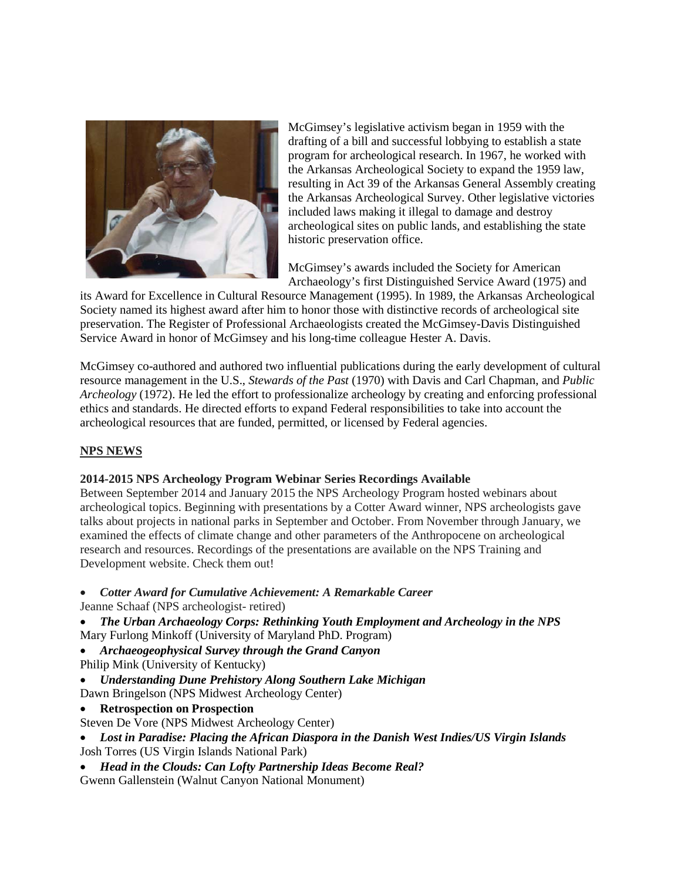McGimsey's legislative activism began in 1959 with the drafting of a bill and successful lobbying to establish a state program for archeological research. In 1967, he worked with the Arkansas Archeological Society to expand the 1959 law, resulting in Act 39 of the Arkansas General Assembly creating the Arkansas Archeological Survey. Other legislative victories included laws making it illegal to damage and destroy archeological sites on public lands, and establishing the state historic preservation office.

McGimsey's awards included the Society for American Archaeology's first Distinguished Service Award (1975) and its Award for Excellence in Cultural Resource Management (1995). In 1989, the Arkansas Archeological Society named its highest award after him to honor those with distinctive records of archeological site preservation. The Register of Professional Archaeologists created the McGimsey-Davis Distinguished Service Award in honor of McGimsey and his long-time colleague Hester A. Davis.

McGimsey co-authored and authored two influential publications during the early development of cultural resource management in the U.S., *Stewards of the Past* (1970) with Davis and Carl Chapman, and *Public Archeology* (1972). He led the effort to professionalize archeology by creating and enforcing professional ethics and standards. He directed efforts to expand Federal responsibilities to take into account the archeological resources that are funded, permitted, or licensed by Federal agencies.

## NPS NEWS

**2014-2015 NPS Archeology Program Webinar Series Recordings Available**

Between September 2014 and January 2015 the NPS Archeology Program hosted webinars about archeological topics. Beginning with presentations by a Cotter Award winner, NPS archeologists gave talks about projects in national parks in September and October. From November through January, we examined the effects of climate change and other parameters of the Anthropocene on archeological research and resources. Recordings of the presentations are available on the NPS Training and Development website. Check them out!

- ***Cotter Award for Cumulative Achievement: A Remarkable Career***
  Jeanne Schaaf (NPS archeologist- retired)
- ***The Urban Archaeology Corps: Rethinking Youth Employment and Archeology in the NPS***
  Mary Furlong Minkoff (University of Maryland PhD. Program)
- ***Archaeogeophysical Survey through the Grand Canyon***
  Philip Mink (University of Kentucky)
- ***Understanding Dune Prehistory Along Southern Lake Michigan***
  Dawn Bringelson (NPS Midwest Archeology Center)
- **Retrospection on Prospection**
  Steven De Vore (NPS Midwest Archeology Center)
- ***Lost in Paradise: Placing the African Diaspora in the Danish West Indies/US Virgin Islands***
  Josh Torres (US Virgin Islands National Park)
- ***Head in the Clouds: Can Lofty Partnership Ideas Become Real?***
  Gwenn Gallenstein (Walnut Canyon National Monument)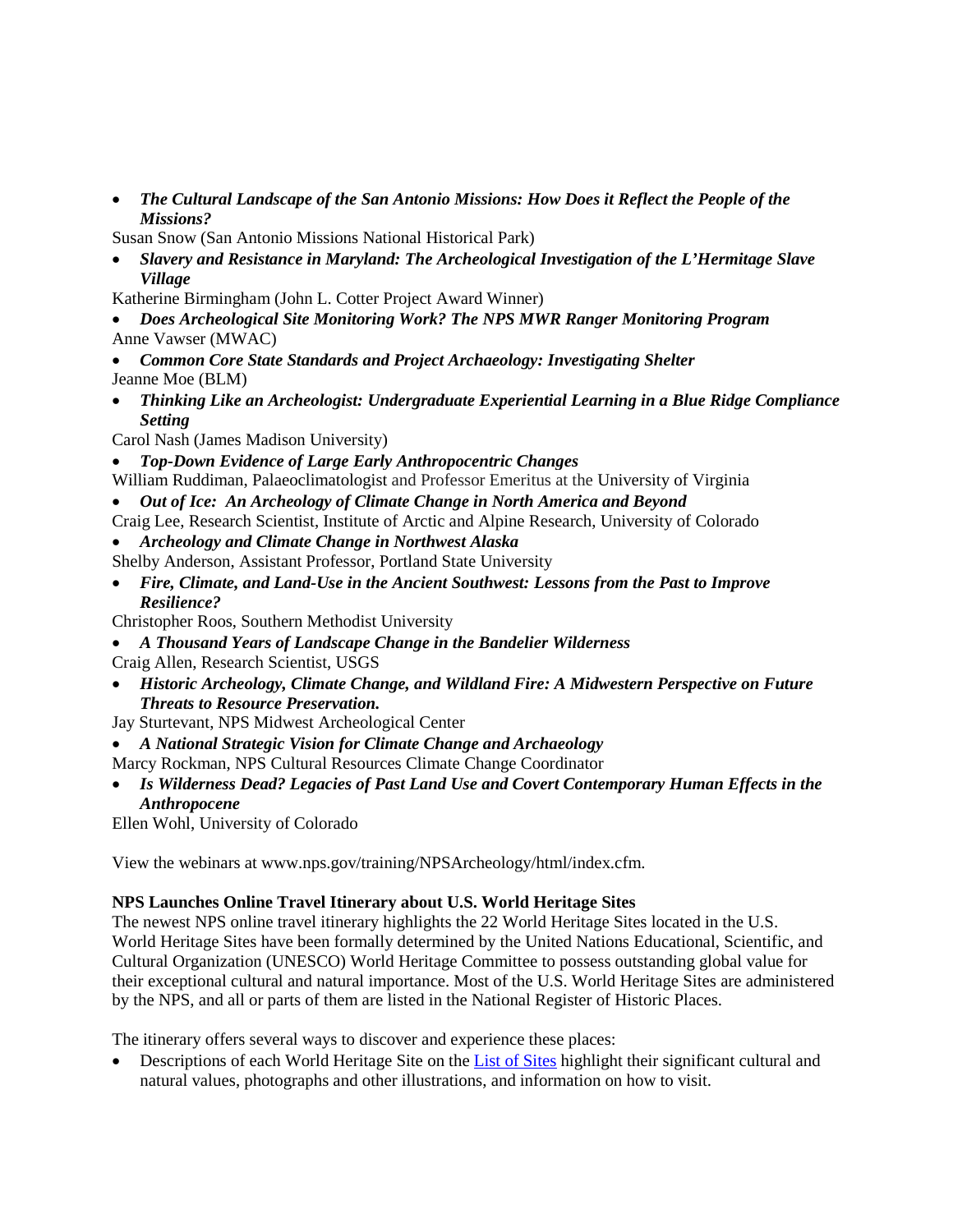- ***The Cultural Landscape of the San Antonio Missions: How Does it Reflect the People of the Missions?***

Susan Snow (San Antonio Missions National Historical Park)

- ***Slavery and Resistance in Maryland: The Archeological Investigation of the L'Hermitage Slave Village***

Katherine Birmingham (John L. Cotter Project Award Winner)

- ***Does Archeological Site Monitoring Work? The NPS MWR Ranger Monitoring Program***

Anne Vawser (MWAC)

- ***Common Core State Standards and Project Archaeology: Investigating Shelter***

Jeanne Moe (BLM)

- ***Thinking Like an Archeologist: Undergraduate Experiential Learning in a Blue Ridge Compliance Setting***

Carol Nash (James Madison University)

- ***Top-Down Evidence of Large Early Anthropocentric Changes***

William Ruddiman, Palaeoclimatologist and Professor Emeritus at the University of Virginia

- ***Out of Ice: An Archeology of Climate Change in North America and Beyond***

Craig Lee, Research Scientist, Institute of Arctic and Alpine Research, University of Colorado

- ***Archeology and Climate Change in Northwest Alaska***

Shelby Anderson, Assistant Professor, Portland State University

- ***Fire, Climate, and Land-Use in the Ancient Southwest: Lessons from the Past to Improve Resilience?***

Christopher Roos, Southern Methodist University

- ***A Thousand Years of Landscape Change in the Bandelier Wilderness***

Craig Allen, Research Scientist, USGS

- ***Historic Archeology, Climate Change, and Wildland Fire: A Midwestern Perspective on Future Threats to Resource Preservation.***

Jay Sturtevant, NPS Midwest Archeological Center

- ***A National Strategic Vision for Climate Change and Archaeology***

Marcy Rockman, NPS Cultural Resources Climate Change Coordinator

- ***Is Wilderness Dead? Legacies of Past Land Use and Covert Contemporary Human Effects in the Anthropocene***

Ellen Wohl, University of Colorado

View the webinars at www.nps.gov/training/NPSArcheology/html/index.cfm.

**NPS Launches Online Travel Itinerary about U.S. World Heritage Sites**

The newest NPS online travel itinerary highlights the 22 World Heritage Sites located in the U.S. World Heritage Sites have been formally determined by the United Nations Educational, Scientific, and Cultural Organization (UNESCO) World Heritage Committee to possess outstanding global value for their exceptional cultural and natural importance. Most of the U.S. World Heritage Sites are administered by the NPS, and all or parts of them are listed in the National Register of Historic Places.

The itinerary offers several ways to discover and experience these places:

- Descriptions of each World Heritage Site on the List of Sites highlight their significant cultural and natural values, photographs and other illustrations, and information on how to visit.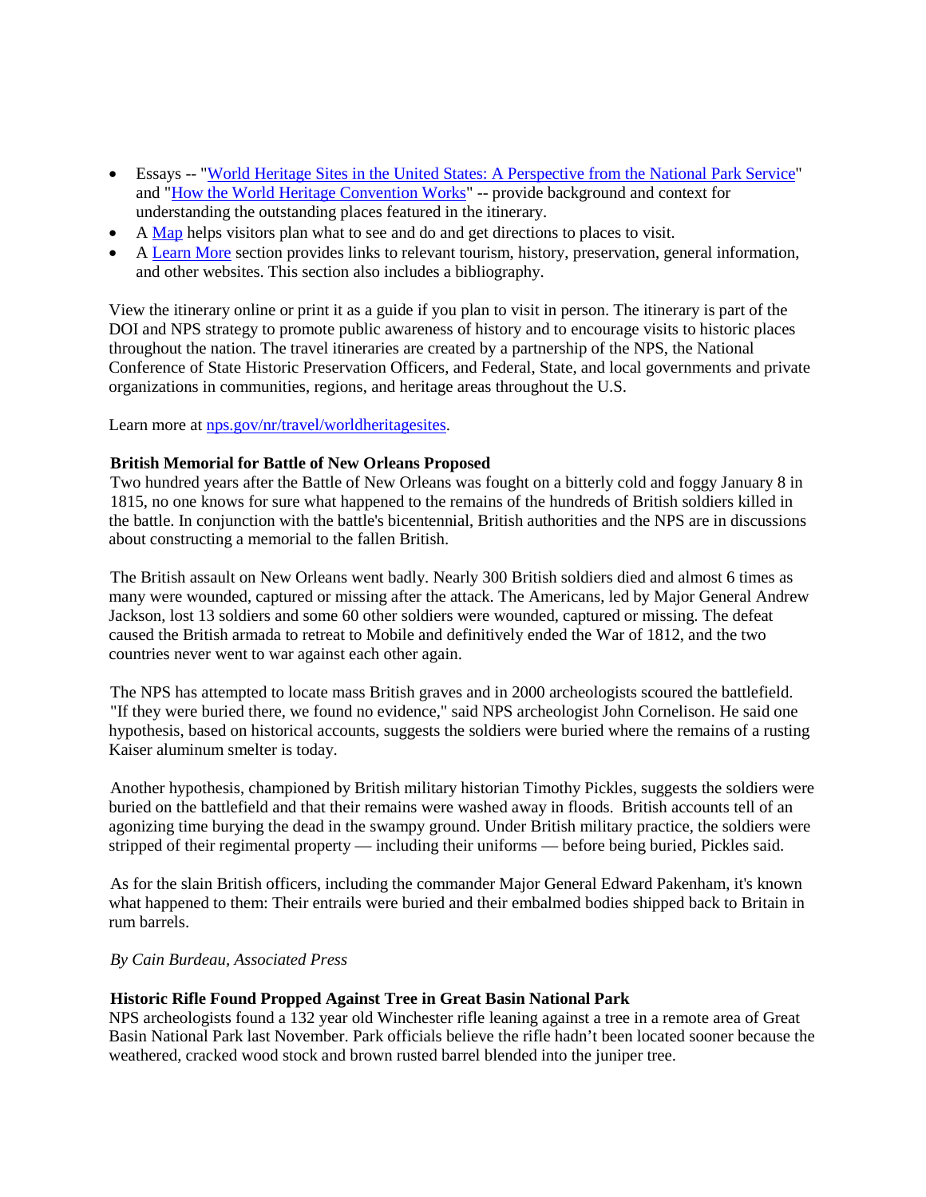- Essays -- "[World Heritage Sites in the United States: A Perspective from the National Park Service]()" and "[How the World Heritage Convention Works]()" -- provide background and context for understanding the outstanding places featured in the itinerary.
- A [Map]() helps visitors plan what to see and do and get directions to places to visit.
- A [Learn More]() section provides links to relevant tourism, history, preservation, general information, and other websites. This section also includes a bibliography.

View the itinerary online or print it as a guide if you plan to visit in person. The itinerary is part of the DOI and NPS strategy to promote public awareness of history and to encourage visits to historic places throughout the nation. The travel itineraries are created by a partnership of the NPS, the National Conference of State Historic Preservation Officers, and Federal, State, and local governments and private organizations in communities, regions, and heritage areas throughout the U.S.

Learn more at [nps.gov/nr/travel/worldheritagesites]().

**British Memorial for Battle of New Orleans Proposed**

Two hundred years after the Battle of New Orleans was fought on a bitterly cold and foggy January 8 in 1815, no one knows for sure what happened to the remains of the hundreds of British soldiers killed in the battle. In conjunction with the battle's bicentennial, British authorities and the NPS are in discussions about constructing a memorial to the fallen British.

The British assault on New Orleans went badly. Nearly 300 British soldiers died and almost 6 times as many were wounded, captured or missing after the attack. The Americans, led by Major General Andrew Jackson, lost 13 soldiers and some 60 other soldiers were wounded, captured or missing. The defeat caused the British armada to retreat to Mobile and definitively ended the War of 1812, and the two countries never went to war against each other again.

The NPS has attempted to locate mass British graves and in 2000 archeologists scoured the battlefield. "If they were buried there, we found no evidence," said NPS archeologist John Cornelison. He said one hypothesis, based on historical accounts, suggests the soldiers were buried where the remains of a rusting Kaiser aluminum smelter is today.

Another hypothesis, championed by British military historian Timothy Pickles, suggests the soldiers were buried on the battlefield and that their remains were washed away in floods. British accounts tell of an agonizing time burying the dead in the swampy ground. Under British military practice, the soldiers were stripped of their regimental property — including their uniforms — before being buried, Pickles said.

As for the slain British officers, including the commander Major General Edward Pakenham, it's known what happened to them: Their entrails were buried and their embalmed bodies shipped back to Britain in rum barrels.

*By Cain Burdeau, Associated Press*

**Historic Rifle Found Propped Against Tree in Great Basin National Park**

NPS archeologists found a 132 year old Winchester rifle leaning against a tree in a remote area of Great Basin National Park last November. Park officials believe the rifle hadn't been located sooner because the weathered, cracked wood stock and brown rusted barrel blended into the juniper tree.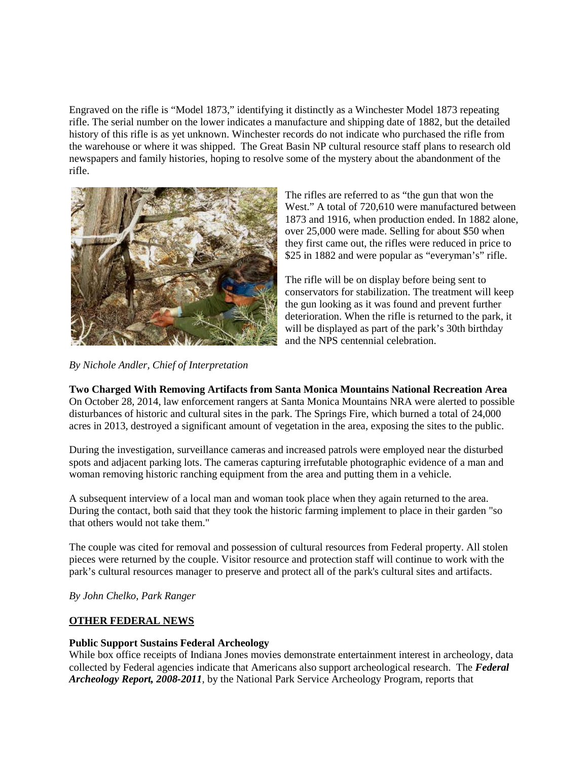Engraved on the rifle is "Model 1873," identifying it distinctly as a Winchester Model 1873 repeating rifle. The serial number on the lower indicates a manufacture and shipping date of 1882, but the detailed history of this rifle is as yet unknown. Winchester records do not indicate who purchased the rifle from the warehouse or where it was shipped. The Great Basin NP cultural resource staff plans to research old newspapers and family histories, hoping to resolve some of the mystery about the abandonment of the rifle.

The rifles are referred to as "the gun that won the West." A total of 720,610 were manufactured between 1873 and 1916, when production ended. In 1882 alone, over 25,000 were made. Selling for about $50 when they first came out, the rifles were reduced in price to $25 in 1882 and were popular as "everyman's" rifle.

The rifle will be on display before being sent to conservators for stabilization. The treatment will keep the gun looking as it was found and prevent further deterioration. When the rifle is returned to the park, it will be displayed as part of the park's 30th birthday and the NPS centennial celebration.

*By Nichole Andler, Chief of Interpretation*

**Two Charged With Removing Artifacts from Santa Monica Mountains National Recreation Area**

On October 28, 2014, law enforcement rangers at Santa Monica Mountains NRA were alerted to possible disturbances of historic and cultural sites in the park. The Springs Fire, which burned a total of 24,000 acres in 2013, destroyed a significant amount of vegetation in the area, exposing the sites to the public.

During the investigation, surveillance cameras and increased patrols were employed near the disturbed spots and adjacent parking lots. The cameras capturing irrefutable photographic evidence of a man and woman removing historic ranching equipment from the area and putting them in a vehicle.

A subsequent interview of a local man and woman took place when they again returned to the area. During the contact, both said that they took the historic farming implement to place in their garden "so that others would not take them."

The couple was cited for removal and possession of cultural resources from Federal property. All stolen pieces were returned by the couple. Visitor resource and protection staff will continue to work with the park's cultural resources manager to preserve and protect all of the park's cultural sites and artifacts.

*By John Chelko, Park Ranger*

**OTHER FEDERAL NEWS**

**Public Support Sustains Federal Archeology**

While box office receipts of Indiana Jones movies demonstrate entertainment interest in archeology, data collected by Federal agencies indicate that Americans also support archeological research. The ***Federal Archeology Report, 2008-2011***, by the National Park Service Archeology Program, reports that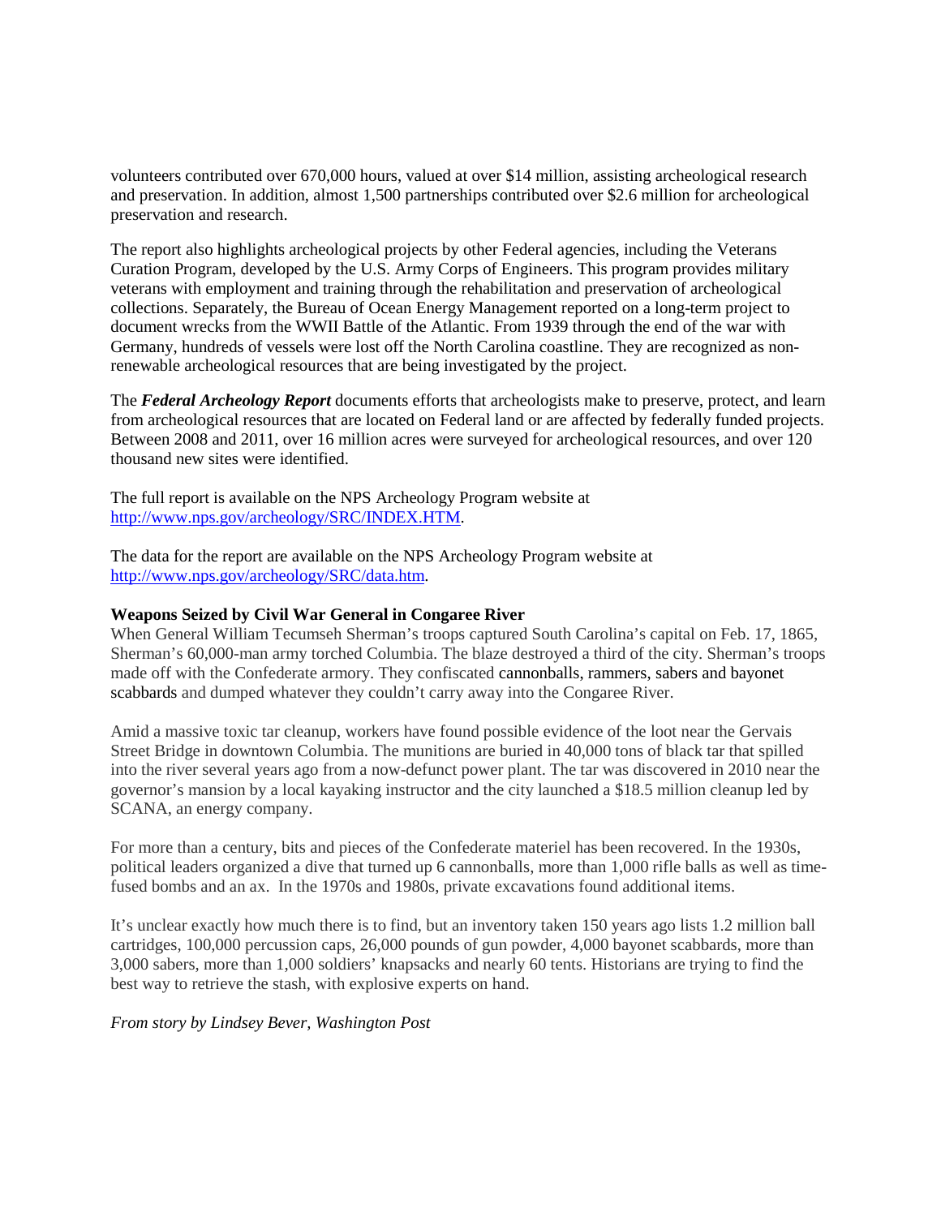volunteers contributed over 670,000 hours, valued at over $14 million, assisting archeological research and preservation. In addition, almost 1,500 partnerships contributed over $2.6 million for archeological preservation and research.

The report also highlights archeological projects by other Federal agencies, including the Veterans Curation Program, developed by the U.S. Army Corps of Engineers. This program provides military veterans with employment and training through the rehabilitation and preservation of archeological collections. Separately, the Bureau of Ocean Energy Management reported on a long-term project to document wrecks from the WWII Battle of the Atlantic. From 1939 through the end of the war with Germany, hundreds of vessels were lost off the North Carolina coastline. They are recognized as non-renewable archeological resources that are being investigated by the project.

The ***Federal Archeology Report*** documents efforts that archeologists make to preserve, protect, and learn from archeological resources that are located on Federal land or are affected by federally funded projects. Between 2008 and 2011, over 16 million acres were surveyed for archeological resources, and over 120 thousand new sites were identified.

The full report is available on the NPS Archeology Program website at http://www.nps.gov/archeology/SRC/INDEX.HTM.

The data for the report are available on the NPS Archeology Program website at http://www.nps.gov/archeology/SRC/data.htm.

**Weapons Seized by Civil War General in Congaree River**

When General William Tecumseh Sherman's troops captured South Carolina's capital on Feb. 17, 1865, Sherman's 60,000-man army torched Columbia. The blaze destroyed a third of the city. Sherman's troops made off with the Confederate armory. They confiscated cannonballs, rammers, sabers and bayonet scabbards and dumped whatever they couldn't carry away into the Congaree River.

Amid a massive toxic tar cleanup, workers have found possible evidence of the loot near the Gervais Street Bridge in downtown Columbia. The munitions are buried in 40,000 tons of black tar that spilled into the river several years ago from a now-defunct power plant. The tar was discovered in 2010 near the governor's mansion by a local kayaking instructor and the city launched a $18.5 million cleanup led by SCANA, an energy company.

For more than a century, bits and pieces of the Confederate materiel has been recovered. In the 1930s, political leaders organized a dive that turned up 6 cannonballs, more than 1,000 rifle balls as well as time-fused bombs and an ax. In the 1970s and 1980s, private excavations found additional items.

It's unclear exactly how much there is to find, but an inventory taken 150 years ago lists 1.2 million ball cartridges, 100,000 percussion caps, 26,000 pounds of gun powder, 4,000 bayonet scabbards, more than 3,000 sabers, more than 1,000 soldiers' knapsacks and nearly 60 tents. Historians are trying to find the best way to retrieve the stash, with explosive experts on hand.

*From story by Lindsey Bever, Washington Post*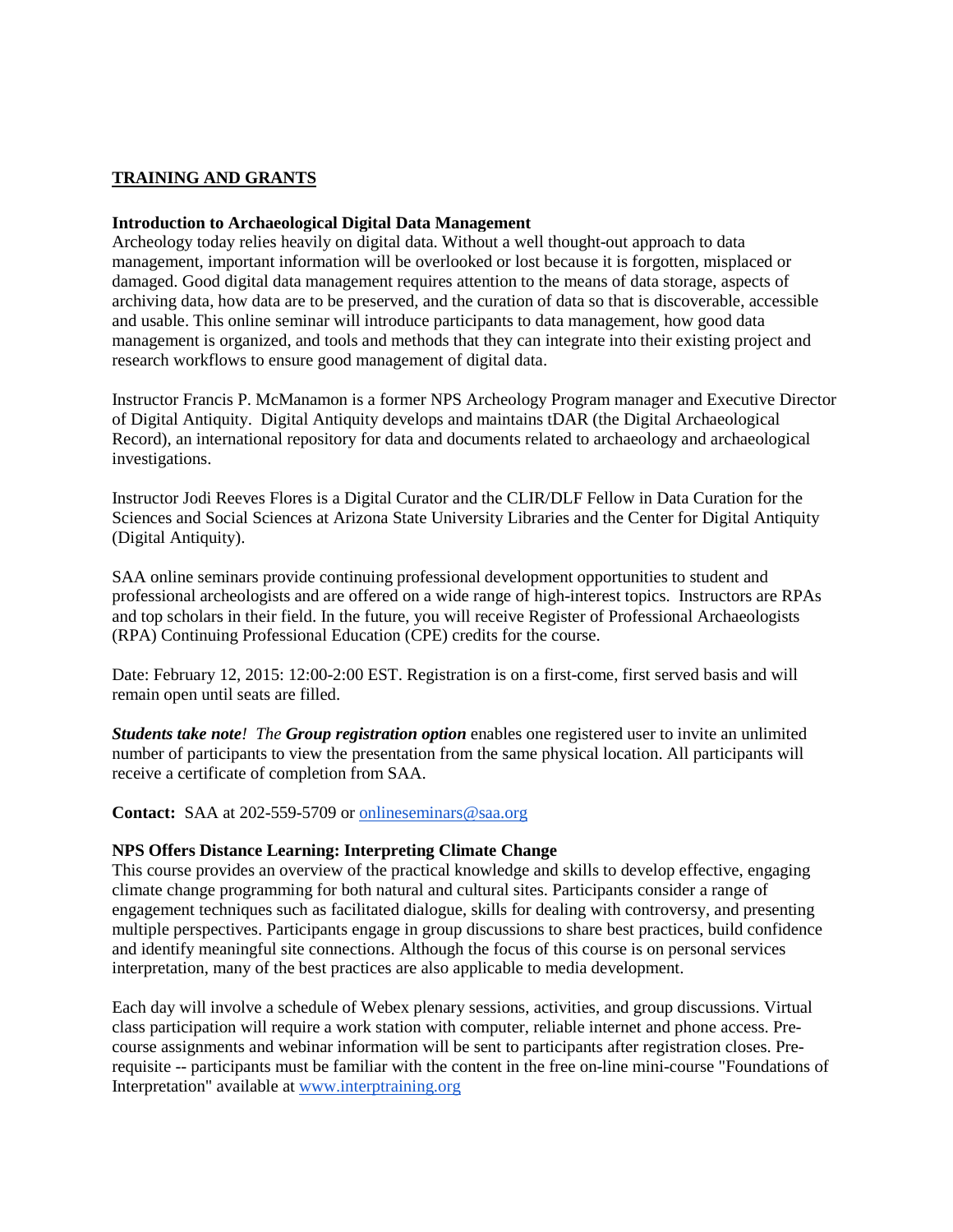## TRAINING AND GRANTS

**Introduction to Archaeological Digital Data Management**

Archeology today relies heavily on digital data. Without a well thought-out approach to data management, important information will be overlooked or lost because it is forgotten, misplaced or damaged. Good digital data management requires attention to the means of data storage, aspects of archiving data, how data are to be preserved, and the curation of data so that is discoverable, accessible and usable. This online seminar will introduce participants to data management, how good data management is organized, and tools and methods that they can integrate into their existing project and research workflows to ensure good management of digital data.

Instructor Francis P. McManamon is a former NPS Archeology Program manager and Executive Director of Digital Antiquity. Digital Antiquity develops and maintains tDAR (the Digital Archaeological Record), an international repository for data and documents related to archaeology and archaeological investigations.

Instructor Jodi Reeves Flores is a Digital Curator and the CLIR/DLF Fellow in Data Curation for the Sciences and Social Sciences at Arizona State University Libraries and the Center for Digital Antiquity (Digital Antiquity).

SAA online seminars provide continuing professional development opportunities to student and professional archeologists and are offered on a wide range of high-interest topics. Instructors are RPAs and top scholars in their field. In the future, you will receive Register of Professional Archaeologists (RPA) Continuing Professional Education (CPE) credits for the course.

Date: February 12, 2015: 12:00-2:00 EST. Registration is on a first-come, first served basis and will remain open until seats are filled.

***Students take note****! The* ***Group registration option*** enables one registered user to invite an unlimited number of participants to view the presentation from the same physical location. All participants will receive a certificate of completion from SAA.

**Contact:** SAA at 202-559-5709 or onlineseminars@saa.org

**NPS Offers Distance Learning: Interpreting Climate Change**

This course provides an overview of the practical knowledge and skills to develop effective, engaging climate change programming for both natural and cultural sites. Participants consider a range of engagement techniques such as facilitated dialogue, skills for dealing with controversy, and presenting multiple perspectives. Participants engage in group discussions to share best practices, build confidence and identify meaningful site connections. Although the focus of this course is on personal services interpretation, many of the best practices are also applicable to media development.

Each day will involve a schedule of Webex plenary sessions, activities, and group discussions. Virtual class participation will require a work station with computer, reliable internet and phone access. Pre-course assignments and webinar information will be sent to participants after registration closes. Pre-requisite -- participants must be familiar with the content in the free on-line mini-course "Foundations of Interpretation" available at www.interptraining.org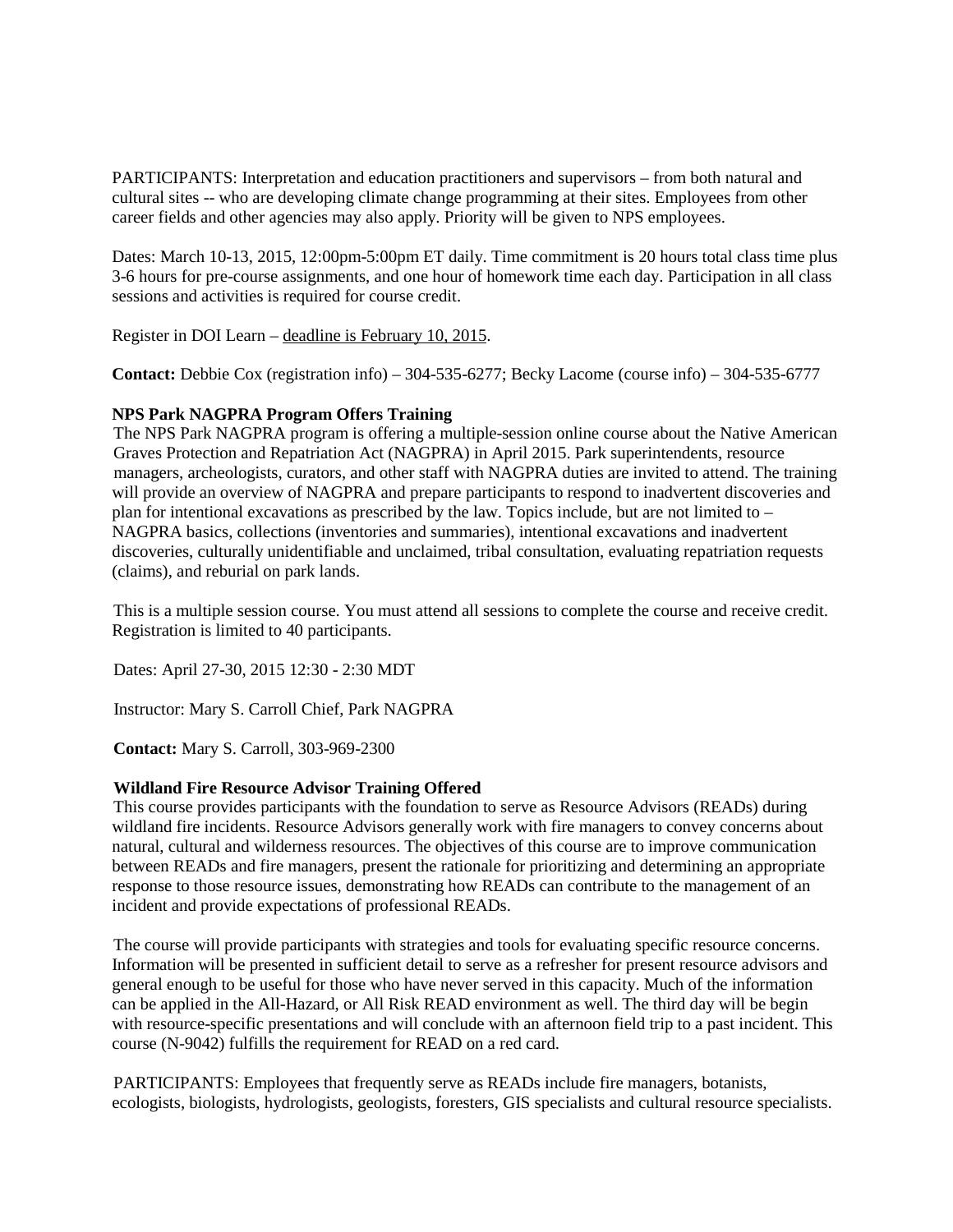PARTICIPANTS: Interpretation and education practitioners and supervisors – from both natural and cultural sites -- who are developing climate change programming at their sites. Employees from other career fields and other agencies may also apply. Priority will be given to NPS employees.

Dates: March 10-13, 2015, 12:00pm-5:00pm ET daily. Time commitment is 20 hours total class time plus 3-6 hours for pre-course assignments, and one hour of homework time each day. Participation in all class sessions and activities is required for course credit.

Register in DOI Learn – deadline is February 10, 2015.

**Contact:** Debbie Cox (registration info) – 304-535-6277; Becky Lacome (course info) – 304-535-6777

**NPS Park NAGPRA Program Offers Training**

The NPS Park NAGPRA program is offering a multiple-session online course about the Native American Graves Protection and Repatriation Act (NAGPRA) in April 2015. Park superintendents, resource managers, archeologists, curators, and other staff with NAGPRA duties are invited to attend. The training will provide an overview of NAGPRA and prepare participants to respond to inadvertent discoveries and plan for intentional excavations as prescribed by the law. Topics include, but are not limited to – NAGPRA basics, collections (inventories and summaries), intentional excavations and inadvertent discoveries, culturally unidentifiable and unclaimed, tribal consultation, evaluating repatriation requests (claims), and reburial on park lands.

This is a multiple session course. You must attend all sessions to complete the course and receive credit. Registration is limited to 40 participants.

Dates: April 27-30, 2015 12:30 - 2:30 MDT

Instructor: Mary S. Carroll Chief, Park NAGPRA

**Contact:** Mary S. Carroll, 303-969-2300

**Wildland Fire Resource Advisor Training Offered**

This course provides participants with the foundation to serve as Resource Advisors (READs) during wildland fire incidents. Resource Advisors generally work with fire managers to convey concerns about natural, cultural and wilderness resources. The objectives of this course are to improve communication between READs and fire managers, present the rationale for prioritizing and determining an appropriate response to those resource issues, demonstrating how READs can contribute to the management of an incident and provide expectations of professional READs.

The course will provide participants with strategies and tools for evaluating specific resource concerns. Information will be presented in sufficient detail to serve as a refresher for present resource advisors and general enough to be useful for those who have never served in this capacity. Much of the information can be applied in the All-Hazard, or All Risk READ environment as well. The third day will be begin with resource-specific presentations and will conclude with an afternoon field trip to a past incident. This course (N-9042) fulfills the requirement for READ on a red card.

PARTICIPANTS: Employees that frequently serve as READs include fire managers, botanists, ecologists, biologists, hydrologists, geologists, foresters, GIS specialists and cultural resource specialists.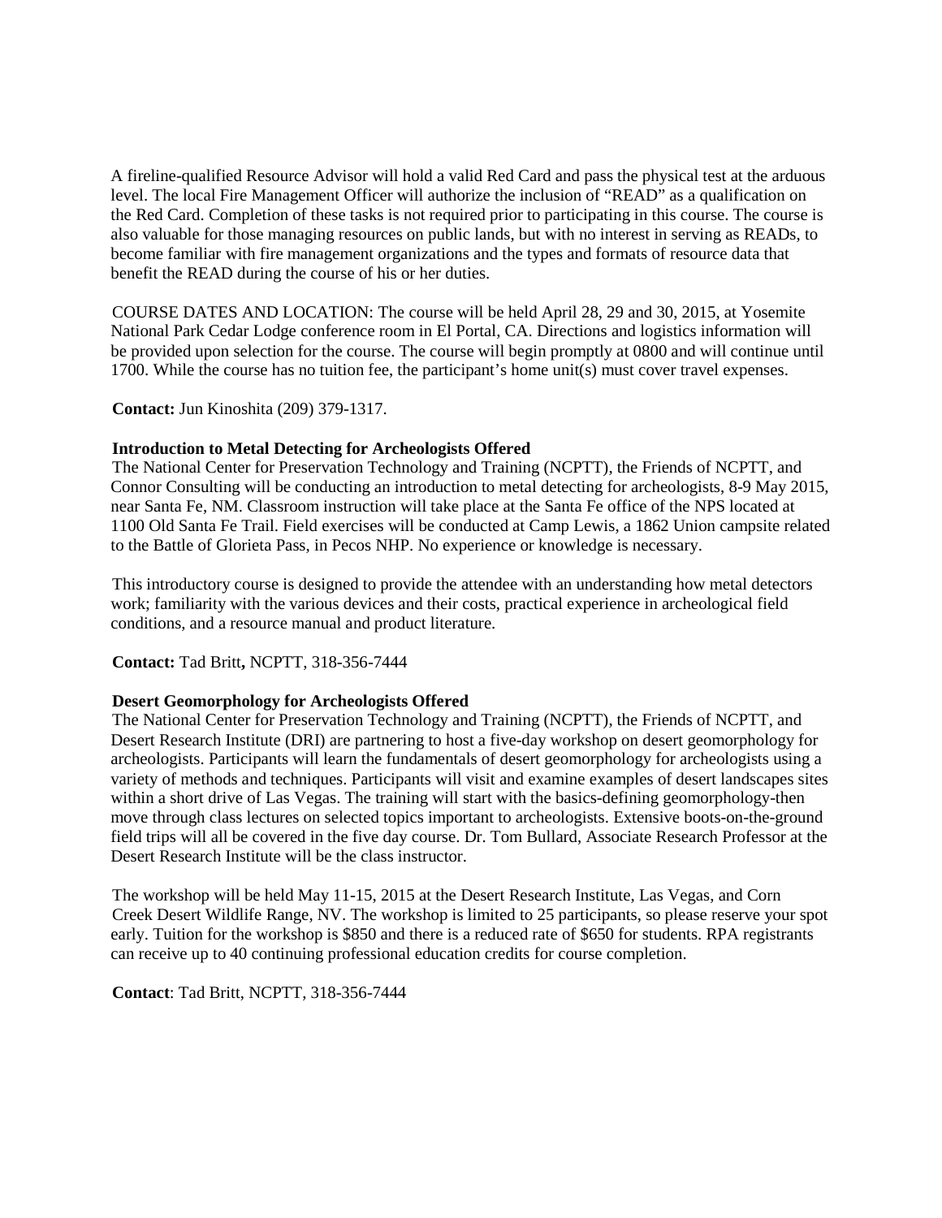A fireline-qualified Resource Advisor will hold a valid Red Card and pass the physical test at the arduous level. The local Fire Management Officer will authorize the inclusion of "READ" as a qualification on the Red Card. Completion of these tasks is not required prior to participating in this course. The course is also valuable for those managing resources on public lands, but with no interest in serving as READs, to become familiar with fire management organizations and the types and formats of resource data that benefit the READ during the course of his or her duties.

COURSE DATES AND LOCATION: The course will be held April 28, 29 and 30, 2015, at Yosemite National Park Cedar Lodge conference room in El Portal, CA. Directions and logistics information will be provided upon selection for the course. The course will begin promptly at 0800 and will continue until 1700. While the course has no tuition fee, the participant's home unit(s) must cover travel expenses.

**Contact:** Jun Kinoshita (209) 379-1317.

**Introduction to Metal Detecting for Archeologists Offered**

The National Center for Preservation Technology and Training (NCPTT), the Friends of NCPTT, and Connor Consulting will be conducting an introduction to metal detecting for archeologists, 8-9 May 2015, near Santa Fe, NM. Classroom instruction will take place at the Santa Fe office of the NPS located at 1100 Old Santa Fe Trail. Field exercises will be conducted at Camp Lewis, a 1862 Union campsite related to the Battle of Glorieta Pass, in Pecos NHP. No experience or knowledge is necessary.

This introductory course is designed to provide the attendee with an understanding how metal detectors work; familiarity with the various devices and their costs, practical experience in archeological field conditions, and a resource manual and product literature.

**Contact:** Tad Britt**,** NCPTT, 318-356-7444

**Desert Geomorphology for Archeologists Offered**

The National Center for Preservation Technology and Training (NCPTT), the Friends of NCPTT, and Desert Research Institute (DRI) are partnering to host a five-day workshop on desert geomorphology for archeologists. Participants will learn the fundamentals of desert geomorphology for archeologists using a variety of methods and techniques. Participants will visit and examine examples of desert landscapes sites within a short drive of Las Vegas. The training will start with the basics-defining geomorphology-then move through class lectures on selected topics important to archeologists. Extensive boots-on-the-ground field trips will all be covered in the five day course. Dr. Tom Bullard, Associate Research Professor at the Desert Research Institute will be the class instructor.

The workshop will be held May 11-15, 2015 at the Desert Research Institute, Las Vegas, and Corn Creek Desert Wildlife Range, NV. The workshop is limited to 25 participants, so please reserve your spot early. Tuition for the workshop is $850 and there is a reduced rate of $650 for students. RPA registrants can receive up to 40 continuing professional education credits for course completion.

**Contact**: Tad Britt, NCPTT, 318-356-7444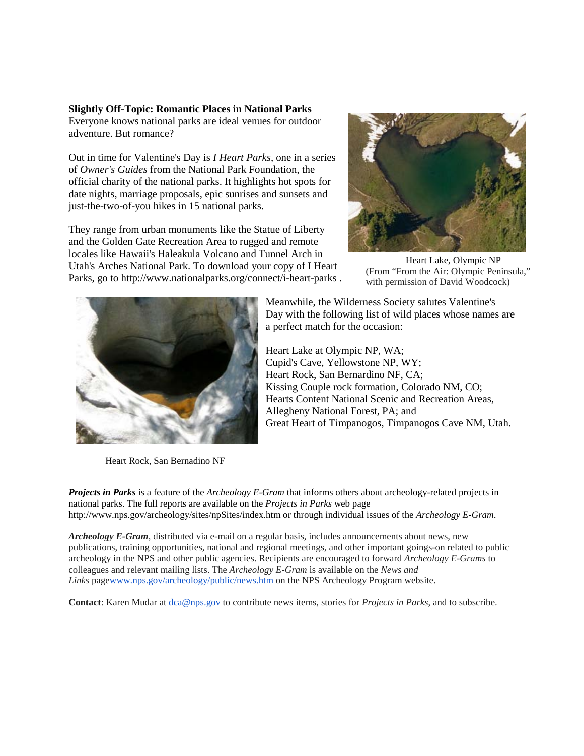**Slightly Off-Topic: Romantic Places in National Parks**

Everyone knows national parks are ideal venues for outdoor adventure. But romance?

Out in time for Valentine's Day is *I Heart Parks*, one in a series of *Owner's Guides* from the National Park Foundation, the official charity of the national parks. It highlights hot spots for date nights, marriage proposals, epic sunrises and sunsets and just-the-two-of-you hikes in 15 national parks.

They range from urban monuments like the Statue of Liberty and the Golden Gate Recreation Area to rugged and remote locales like Hawaii's Haleakula Volcano and Tunnel Arch in Utah's Arches National Park. To download your copy of I Heart Parks, go to http://www.nationalparks.org/connect/i-heart-parks .

Heart Lake, Olympic NP
(From "From the Air: Olympic Peninsula," with permission of David Woodcock)

Meanwhile, the Wilderness Society salutes Valentine's Day with the following list of wild places whose names are a perfect match for the occasion:

Heart Lake at Olympic NP, WA;
Cupid's Cave, Yellowstone NP, WY;
Heart Rock, San Bernardino NF, CA;
Kissing Couple rock formation, Colorado NM, CO;
Hearts Content National Scenic and Recreation Areas, Allegheny National Forest, PA; and
Great Heart of Timpanogos, Timpanogos Cave NM, Utah.

Heart Rock, San Bernadino NF

***Projects in Parks*** is a feature of the *Archeology E-Gram* that informs others about archeology-related projects in national parks. The full reports are available on the *Projects in Parks* web page http://www.nps.gov/archeology/sites/npSites/index.htm or through individual issues of the *Archeology E-Gram*.

***Archeology E-Gram***, distributed via e-mail on a regular basis, includes announcements about news, new publications, training opportunities, national and regional meetings, and other important goings-on related to public archeology in the NPS and other public agencies. Recipients are encouraged to forward *Archeology E-Grams* to colleagues and relevant mailing lists. The *Archeology E-Gram* is available on the *News and Links* pagewww.nps.gov/archeology/public/news.htm on the NPS Archeology Program website.

**Contact**: Karen Mudar at dca@nps.gov to contribute news items, stories for *Projects in Parks*, and to subscribe.